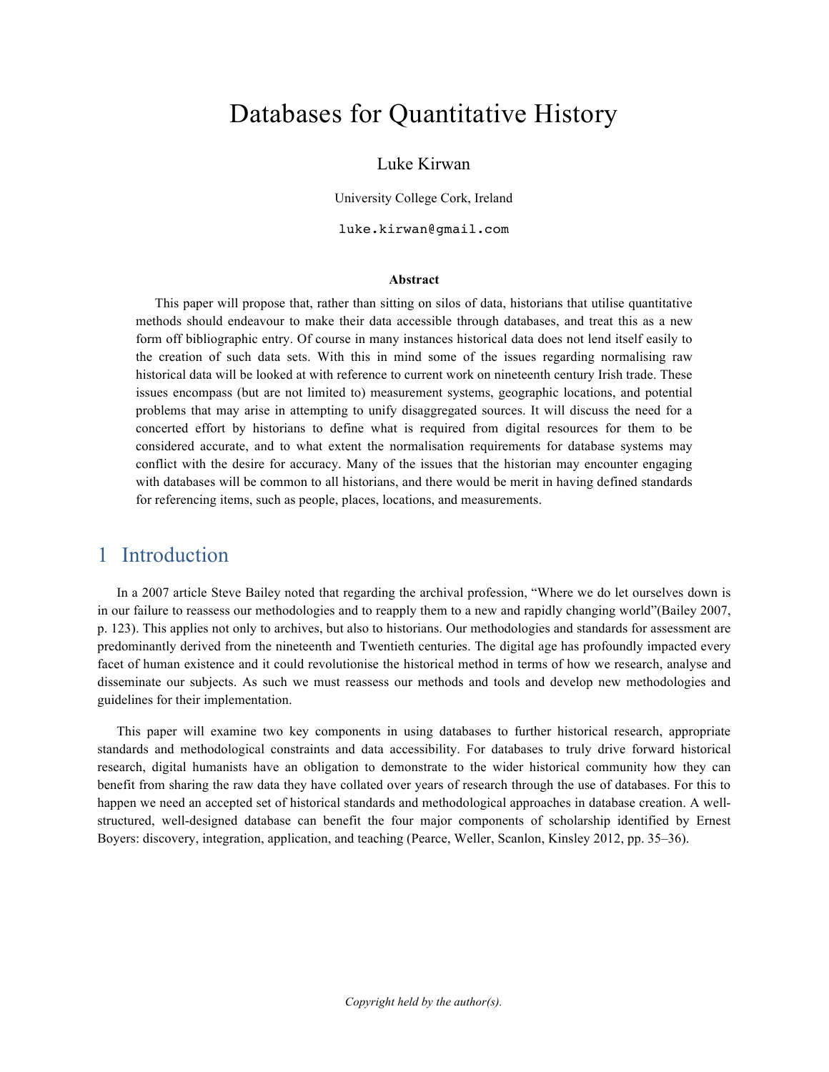# Databases for Quantitative History

Luke Kirwan

University College Cork, Ireland

luke.kirwan@gmail.com

**Abstract**

This paper will propose that, rather than sitting on silos of data, historians that utilise quantitative methods should endeavour to make their data accessible through databases, and treat this as a new form off bibliographic entry. Of course in many instances historical data does not lend itself easily to the creation of such data sets. With this in mind some of the issues regarding normalising raw historical data will be looked at with reference to current work on nineteenth century Irish trade. These issues encompass (but are not limited to) measurement systems, geographic locations, and potential problems that may arise in attempting to unify disaggregated sources. It will discuss the need for a concerted effort by historians to define what is required from digital resources for them to be considered accurate, and to what extent the normalisation requirements for database systems may conflict with the desire for accuracy. Many of the issues that the historian may encounter engaging with databases will be common to all historians, and there would be merit in having defined standards for referencing items, such as people, places, locations, and measurements.

## 1 Introduction

In a 2007 article Steve Bailey noted that regarding the archival profession, "Where we do let ourselves down is in our failure to reassess our methodologies and to reapply them to a new and rapidly changing world"(Bailey 2007, p. 123). This applies not only to archives, but also to historians. Our methodologies and standards for assessment are predominantly derived from the nineteenth and Twentieth centuries. The digital age has profoundly impacted every facet of human existence and it could revolutionise the historical method in terms of how we research, analyse and disseminate our subjects. As such we must reassess our methods and tools and develop new methodologies and guidelines for their implementation.

This paper will examine two key components in using databases to further historical research, appropriate standards and methodological constraints and data accessibility. For databases to truly drive forward historical research, digital humanists have an obligation to demonstrate to the wider historical community how they can benefit from sharing the raw data they have collated over years of research through the use of databases. For this to happen we need an accepted set of historical standards and methodological approaches in database creation. A well-structured, well-designed database can benefit the four major components of scholarship identified by Ernest Boyers: discovery, integration, application, and teaching (Pearce, Weller, Scanlon, Kinsley 2012, pp. 35–36).

*Copyright held by the author(s).*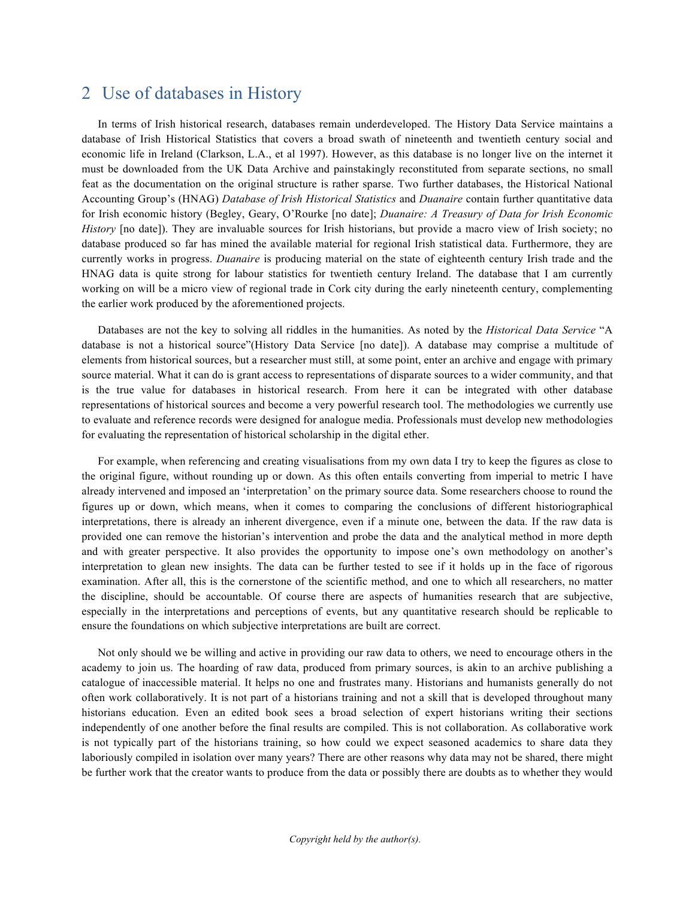## 2 Use of databases in History

In terms of Irish historical research, databases remain underdeveloped. The History Data Service maintains a database of Irish Historical Statistics that covers a broad swath of nineteenth and twentieth century social and economic life in Ireland (Clarkson, L.A., et al 1997). However, as this database is no longer live on the internet it must be downloaded from the UK Data Archive and painstakingly reconstituted from separate sections, no small feat as the documentation on the original structure is rather sparse. Two further databases, the Historical National Accounting Group's (HNAG) *Database of Irish Historical Statistics* and *Duanaire* contain further quantitative data for Irish economic history (Begley, Geary, O'Rourke [no date]; *Duanaire: A Treasury of Data for Irish Economic History* [no date]). They are invaluable sources for Irish historians, but provide a macro view of Irish society; no database produced so far has mined the available material for regional Irish statistical data. Furthermore, they are currently works in progress. *Duanaire* is producing material on the state of eighteenth century Irish trade and the HNAG data is quite strong for labour statistics for twentieth century Ireland. The database that I am currently working on will be a micro view of regional trade in Cork city during the early nineteenth century, complementing the earlier work produced by the aforementioned projects.

Databases are not the key to solving all riddles in the humanities. As noted by the *Historical Data Service* "A database is not a historical source"(History Data Service [no date]). A database may comprise a multitude of elements from historical sources, but a researcher must still, at some point, enter an archive and engage with primary source material. What it can do is grant access to representations of disparate sources to a wider community, and that is the true value for databases in historical research. From here it can be integrated with other database representations of historical sources and become a very powerful research tool. The methodologies we currently use to evaluate and reference records were designed for analogue media. Professionals must develop new methodologies for evaluating the representation of historical scholarship in the digital ether.

For example, when referencing and creating visualisations from my own data I try to keep the figures as close to the original figure, without rounding up or down. As this often entails converting from imperial to metric I have already intervened and imposed an 'interpretation' on the primary source data. Some researchers choose to round the figures up or down, which means, when it comes to comparing the conclusions of different historiographical interpretations, there is already an inherent divergence, even if a minute one, between the data. If the raw data is provided one can remove the historian's intervention and probe the data and the analytical method in more depth and with greater perspective. It also provides the opportunity to impose one's own methodology on another's interpretation to glean new insights. The data can be further tested to see if it holds up in the face of rigorous examination. After all, this is the cornerstone of the scientific method, and one to which all researchers, no matter the discipline, should be accountable. Of course there are aspects of humanities research that are subjective, especially in the interpretations and perceptions of events, but any quantitative research should be replicable to ensure the foundations on which subjective interpretations are built are correct.

Not only should we be willing and active in providing our raw data to others, we need to encourage others in the academy to join us. The hoarding of raw data, produced from primary sources, is akin to an archive publishing a catalogue of inaccessible material. It helps no one and frustrates many. Historians and humanists generally do not often work collaboratively. It is not part of a historians training and not a skill that is developed throughout many historians education. Even an edited book sees a broad selection of expert historians writing their sections independently of one another before the final results are compiled. This is not collaboration. As collaborative work is not typically part of the historians training, so how could we expect seasoned academics to share data they laboriously compiled in isolation over many years? There are other reasons why data may not be shared, there might be further work that the creator wants to produce from the data or possibly there are doubts as to whether they would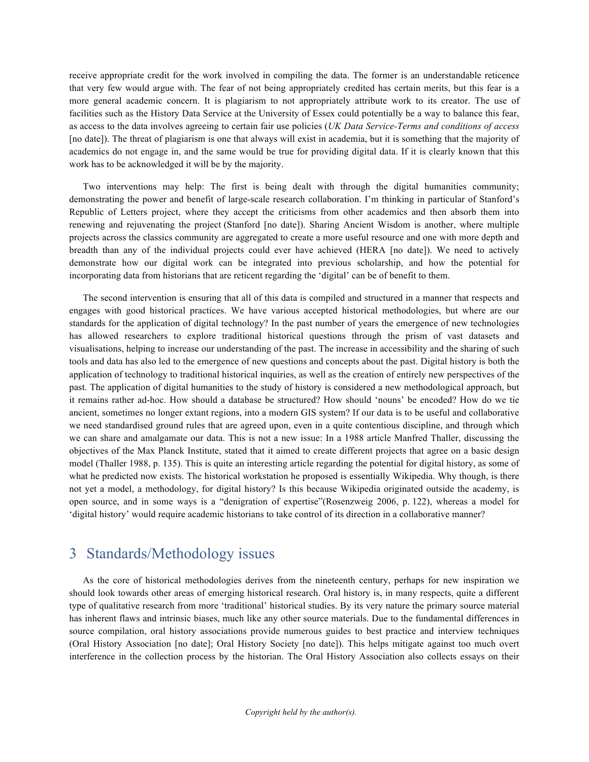receive appropriate credit for the work involved in compiling the data. The former is an understandable reticence that very few would argue with. The fear of not being appropriately credited has certain merits, but this fear is a more general academic concern. It is plagiarism to not appropriately attribute work to its creator. The use of facilities such as the History Data Service at the University of Essex could potentially be a way to balance this fear, as access to the data involves agreeing to certain fair use policies (*UK Data Service-Terms and conditions of access* [no date]). The threat of plagiarism is one that always will exist in academia, but it is something that the majority of academics do not engage in, and the same would be true for providing digital data. If it is clearly known that this work has to be acknowledged it will be by the majority.

Two interventions may help: The first is being dealt with through the digital humanities community; demonstrating the power and benefit of large-scale research collaboration. I'm thinking in particular of Stanford's Republic of Letters project, where they accept the criticisms from other academics and then absorb them into renewing and rejuvenating the project (Stanford [no date]). Sharing Ancient Wisdom is another, where multiple projects across the classics community are aggregated to create a more useful resource and one with more depth and breadth than any of the individual projects could ever have achieved (HERA [no date]). We need to actively demonstrate how our digital work can be integrated into previous scholarship, and how the potential for incorporating data from historians that are reticent regarding the 'digital' can be of benefit to them.

The second intervention is ensuring that all of this data is compiled and structured in a manner that respects and engages with good historical practices. We have various accepted historical methodologies, but where are our standards for the application of digital technology? In the past number of years the emergence of new technologies has allowed researchers to explore traditional historical questions through the prism of vast datasets and visualisations, helping to increase our understanding of the past. The increase in accessibility and the sharing of such tools and data has also led to the emergence of new questions and concepts about the past. Digital history is both the application of technology to traditional historical inquiries, as well as the creation of entirely new perspectives of the past. The application of digital humanities to the study of history is considered a new methodological approach, but it remains rather ad-hoc. How should a database be structured? How should 'nouns' be encoded? How do we tie ancient, sometimes no longer extant regions, into a modern GIS system? If our data is to be useful and collaborative we need standardised ground rules that are agreed upon, even in a quite contentious discipline, and through which we can share and amalgamate our data. This is not a new issue: In a 1988 article Manfred Thaller, discussing the objectives of the Max Planck Institute, stated that it aimed to create different projects that agree on a basic design model (Thaller 1988, p. 135). This is quite an interesting article regarding the potential for digital history, as some of what he predicted now exists. The historical workstation he proposed is essentially Wikipedia. Why though, is there not yet a model, a methodology, for digital history? Is this because Wikipedia originated outside the academy, is open source, and in some ways is a "denigration of expertise"(Rosenzweig 2006, p. 122), whereas a model for 'digital history' would require academic historians to take control of its direction in a collaborative manner?

## 3 Standards/Methodology issues

As the core of historical methodologies derives from the nineteenth century, perhaps for new inspiration we should look towards other areas of emerging historical research. Oral history is, in many respects, quite a different type of qualitative research from more 'traditional' historical studies. By its very nature the primary source material has inherent flaws and intrinsic biases, much like any other source materials. Due to the fundamental differences in source compilation, oral history associations provide numerous guides to best practice and interview techniques (Oral History Association [no date]; Oral History Society [no date]). This helps mitigate against too much overt interference in the collection process by the historian. The Oral History Association also collects essays on their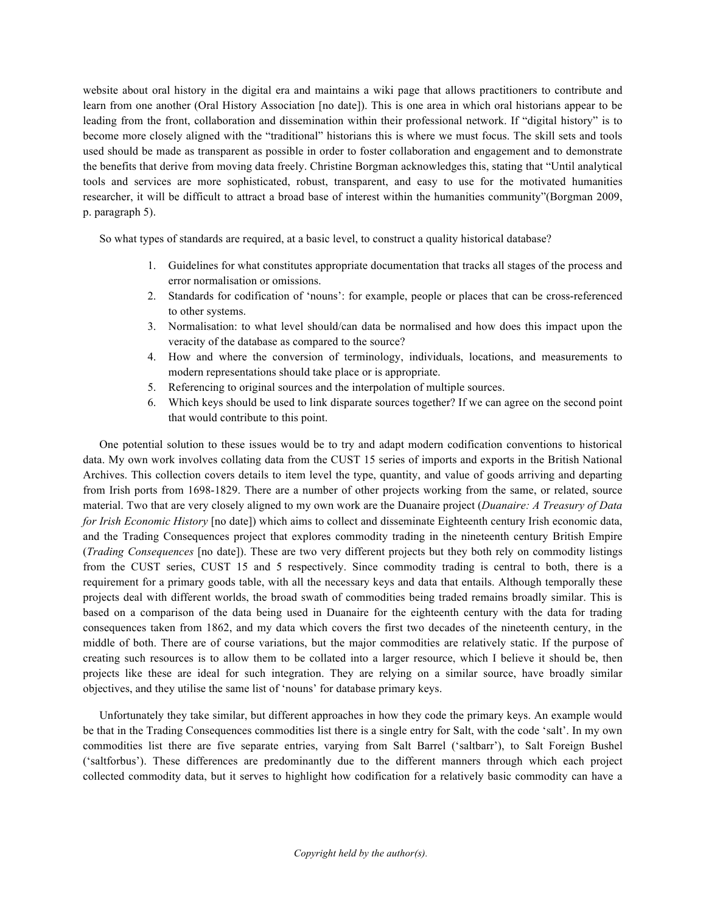website about oral history in the digital era and maintains a wiki page that allows practitioners to contribute and learn from one another (Oral History Association [no date]). This is one area in which oral historians appear to be leading from the front, collaboration and dissemination within their professional network. If "digital history" is to become more closely aligned with the "traditional" historians this is where we must focus. The skill sets and tools used should be made as transparent as possible in order to foster collaboration and engagement and to demonstrate the benefits that derive from moving data freely. Christine Borgman acknowledges this, stating that "Until analytical tools and services are more sophisticated, robust, transparent, and easy to use for the motivated humanities researcher, it will be difficult to attract a broad base of interest within the humanities community"(Borgman 2009, p. paragraph 5).

So what types of standards are required, at a basic level, to construct a quality historical database?

1. Guidelines for what constitutes appropriate documentation that tracks all stages of the process and error normalisation or omissions.
2. Standards for codification of 'nouns': for example, people or places that can be cross-referenced to other systems.
3. Normalisation: to what level should/can data be normalised and how does this impact upon the veracity of the database as compared to the source?
4. How and where the conversion of terminology, individuals, locations, and measurements to modern representations should take place or is appropriate.
5. Referencing to original sources and the interpolation of multiple sources.
6. Which keys should be used to link disparate sources together? If we can agree on the second point that would contribute to this point.

One potential solution to these issues would be to try and adapt modern codification conventions to historical data. My own work involves collating data from the CUST 15 series of imports and exports in the British National Archives. This collection covers details to item level the type, quantity, and value of goods arriving and departing from Irish ports from 1698-1829. There are a number of other projects working from the same, or related, source material. Two that are very closely aligned to my own work are the Duanaire project (*Duanaire: A Treasury of Data for Irish Economic History* [no date]) which aims to collect and disseminate Eighteenth century Irish economic data, and the Trading Consequences project that explores commodity trading in the nineteenth century British Empire (*Trading Consequences* [no date]). These are two very different projects but they both rely on commodity listings from the CUST series, CUST 15 and 5 respectively. Since commodity trading is central to both, there is a requirement for a primary goods table, with all the necessary keys and data that entails. Although temporally these projects deal with different worlds, the broad swath of commodities being traded remains broadly similar. This is based on a comparison of the data being used in Duanaire for the eighteenth century with the data for trading consequences taken from 1862, and my data which covers the first two decades of the nineteenth century, in the middle of both. There are of course variations, but the major commodities are relatively static. If the purpose of creating such resources is to allow them to be collated into a larger resource, which I believe it should be, then projects like these are ideal for such integration. They are relying on a similar source, have broadly similar objectives, and they utilise the same list of 'nouns' for database primary keys.

Unfortunately they take similar, but different approaches in how they code the primary keys. An example would be that in the Trading Consequences commodities list there is a single entry for Salt, with the code 'salt'. In my own commodities list there are five separate entries, varying from Salt Barrel ('saltbarr'), to Salt Foreign Bushel ('saltforbus'). These differences are predominantly due to the different manners through which each project collected commodity data, but it serves to highlight how codification for a relatively basic commodity can have a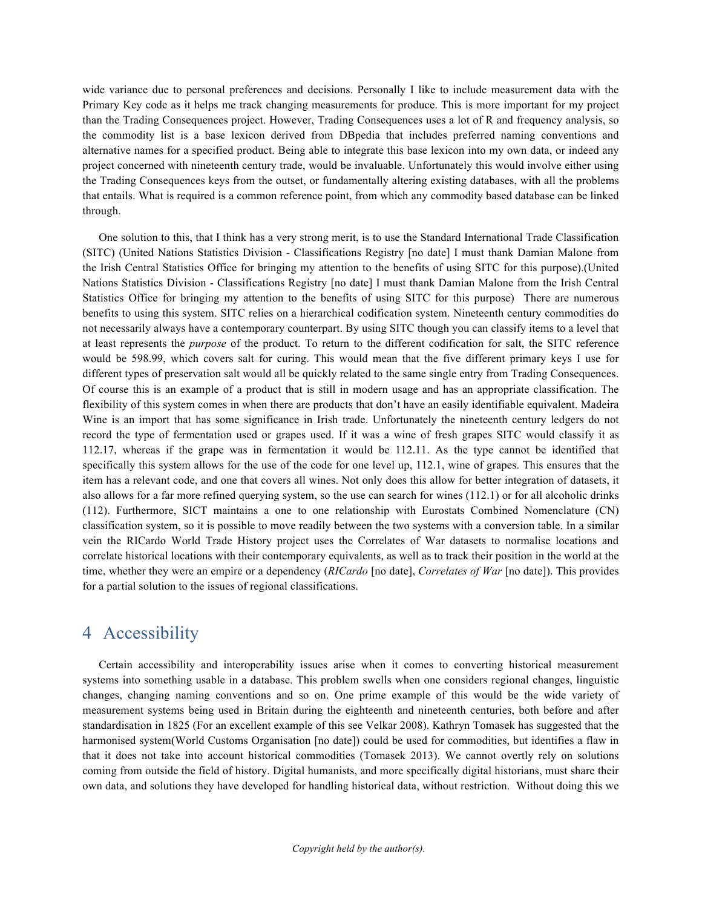wide variance due to personal preferences and decisions. Personally I like to include measurement data with the Primary Key code as it helps me track changing measurements for produce. This is more important for my project than the Trading Consequences project. However, Trading Consequences uses a lot of R and frequency analysis, so the commodity list is a base lexicon derived from DBpedia that includes preferred naming conventions and alternative names for a specified product. Being able to integrate this base lexicon into my own data, or indeed any project concerned with nineteenth century trade, would be invaluable. Unfortunately this would involve either using the Trading Consequences keys from the outset, or fundamentally altering existing databases, with all the problems that entails. What is required is a common reference point, from which any commodity based database can be linked through.

One solution to this, that I think has a very strong merit, is to use the Standard International Trade Classification (SITC) (United Nations Statistics Division - Classifications Registry [no date] I must thank Damian Malone from the Irish Central Statistics Office for bringing my attention to the benefits of using SITC for this purpose).(United Nations Statistics Division - Classifications Registry [no date] I must thank Damian Malone from the Irish Central Statistics Office for bringing my attention to the benefits of using SITC for this purpose) There are numerous benefits to using this system. SITC relies on a hierarchical codification system. Nineteenth century commodities do not necessarily always have a contemporary counterpart. By using SITC though you can classify items to a level that at least represents the *purpose* of the product. To return to the different codification for salt, the SITC reference would be 598.99, which covers salt for curing. This would mean that the five different primary keys I use for different types of preservation salt would all be quickly related to the same single entry from Trading Consequences. Of course this is an example of a product that is still in modern usage and has an appropriate classification. The flexibility of this system comes in when there are products that don't have an easily identifiable equivalent. Madeira Wine is an import that has some significance in Irish trade. Unfortunately the nineteenth century ledgers do not record the type of fermentation used or grapes used. If it was a wine of fresh grapes SITC would classify it as 112.17, whereas if the grape was in fermentation it would be 112.11. As the type cannot be identified that specifically this system allows for the use of the code for one level up, 112.1, wine of grapes. This ensures that the item has a relevant code, and one that covers all wines. Not only does this allow for better integration of datasets, it also allows for a far more refined querying system, so the use can search for wines (112.1) or for all alcoholic drinks (112). Furthermore, SICT maintains a one to one relationship with Eurostats Combined Nomenclature (CN) classification system, so it is possible to move readily between the two systems with a conversion table. In a similar vein the RICardo World Trade History project uses the Correlates of War datasets to normalise locations and correlate historical locations with their contemporary equivalents, as well as to track their position in the world at the time, whether they were an empire or a dependency (*RICardo* [no date], *Correlates of War* [no date]). This provides for a partial solution to the issues of regional classifications.

## 4 Accessibility

Certain accessibility and interoperability issues arise when it comes to converting historical measurement systems into something usable in a database. This problem swells when one considers regional changes, linguistic changes, changing naming conventions and so on. One prime example of this would be the wide variety of measurement systems being used in Britain during the eighteenth and nineteenth centuries, both before and after standardisation in 1825 (For an excellent example of this see Velkar 2008). Kathryn Tomasek has suggested that the harmonised system(World Customs Organisation [no date]) could be used for commodities, but identifies a flaw in that it does not take into account historical commodities (Tomasek 2013). We cannot overtly rely on solutions coming from outside the field of history. Digital humanists, and more specifically digital historians, must share their own data, and solutions they have developed for handling historical data, without restriction. Without doing this we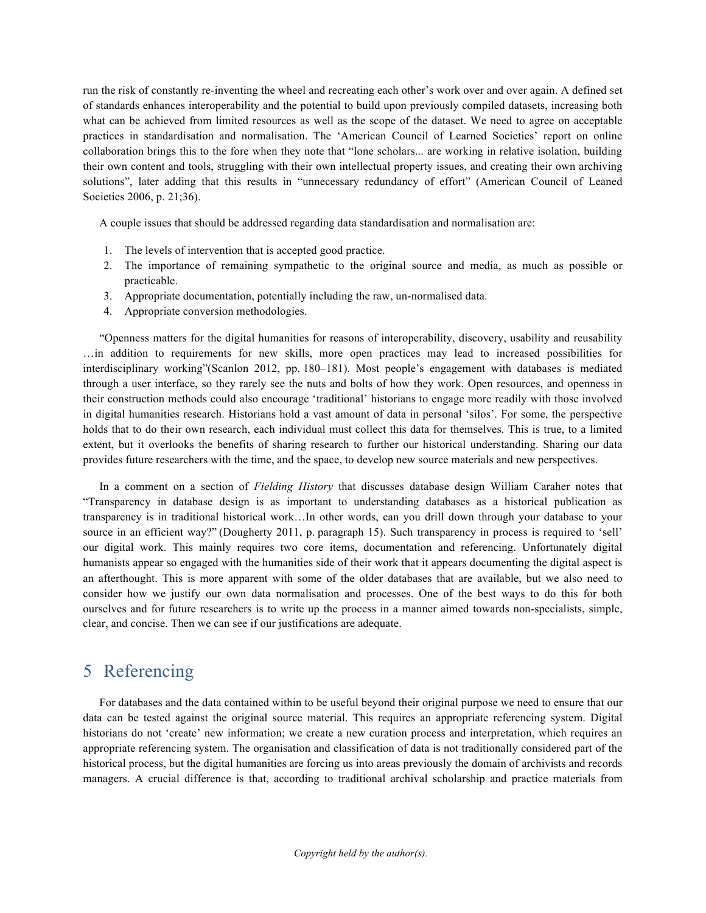run the risk of constantly re-inventing the wheel and recreating each other's work over and over again. A defined set of standards enhances interoperability and the potential to build upon previously compiled datasets, increasing both what can be achieved from limited resources as well as the scope of the dataset. We need to agree on acceptable practices in standardisation and normalisation. The 'American Council of Learned Societies' report on online collaboration brings this to the fore when they note that "lone scholars... are working in relative isolation, building their own content and tools, struggling with their own intellectual property issues, and creating their own archiving solutions", later adding that this results in "unnecessary redundancy of effort" (American Council of Leaned Societies 2006, p. 21;36).

A couple issues that should be addressed regarding data standardisation and normalisation are:

1. The levels of intervention that is accepted good practice.
2. The importance of remaining sympathetic to the original source and media, as much as possible or practicable.
3. Appropriate documentation, potentially including the raw, un-normalised data.
4. Appropriate conversion methodologies.

"Openness matters for the digital humanities for reasons of interoperability, discovery, usability and reusability …in addition to requirements for new skills, more open practices may lead to increased possibilities for interdisciplinary working"(Scanlon 2012, pp. 180–181). Most people's engagement with databases is mediated through a user interface, so they rarely see the nuts and bolts of how they work. Open resources, and openness in their construction methods could also encourage 'traditional' historians to engage more readily with those involved in digital humanities research. Historians hold a vast amount of data in personal 'silos'. For some, the perspective holds that to do their own research, each individual must collect this data for themselves. This is true, to a limited extent, but it overlooks the benefits of sharing research to further our historical understanding. Sharing our data provides future researchers with the time, and the space, to develop new source materials and new perspectives.

In a comment on a section of *Fielding History* that discusses database design William Caraher notes that "Transparency in database design is as important to understanding databases as a historical publication as transparency is in traditional historical work…In other words, can you drill down through your database to your source in an efficient way?" (Dougherty 2011, p. paragraph 15). Such transparency in process is required to 'sell' our digital work. This mainly requires two core items, documentation and referencing. Unfortunately digital humanists appear so engaged with the humanities side of their work that it appears documenting the digital aspect is an afterthought. This is more apparent with some of the older databases that are available, but we also need to consider how we justify our own data normalisation and processes. One of the best ways to do this for both ourselves and for future researchers is to write up the process in a manner aimed towards non-specialists, simple, clear, and concise. Then we can see if our justifications are adequate.

# 5 Referencing

For databases and the data contained within to be useful beyond their original purpose we need to ensure that our data can be tested against the original source material. This requires an appropriate referencing system. Digital historians do not 'create' new information; we create a new curation process and interpretation, which requires an appropriate referencing system. The organisation and classification of data is not traditionally considered part of the historical process, but the digital humanities are forcing us into areas previously the domain of archivists and records managers. A crucial difference is that, according to traditional archival scholarship and practice materials from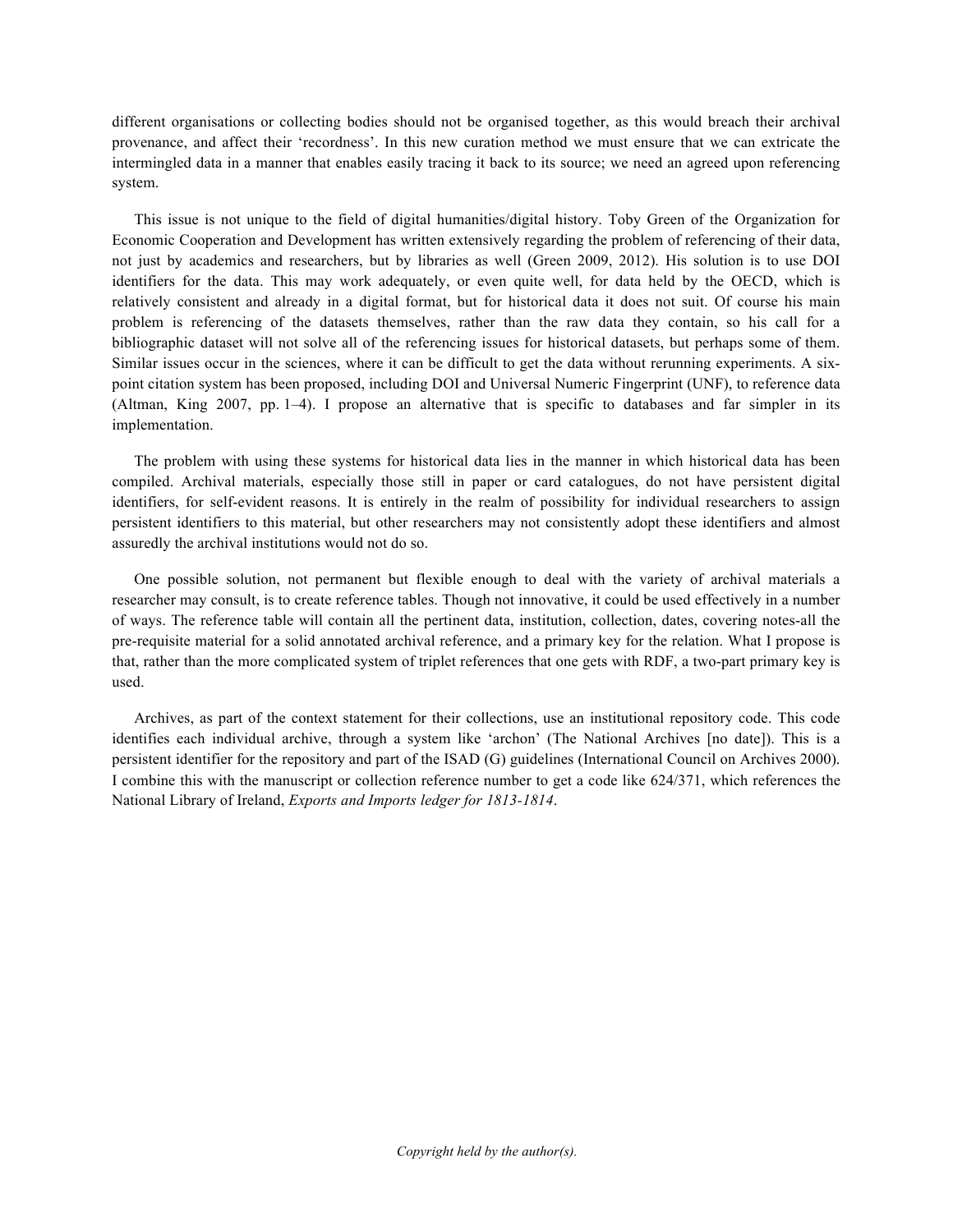different organisations or collecting bodies should not be organised together, as this would breach their archival provenance, and affect their 'recordness'. In this new curation method we must ensure that we can extricate the intermingled data in a manner that enables easily tracing it back to its source; we need an agreed upon referencing system.

This issue is not unique to the field of digital humanities/digital history. Toby Green of the Organization for Economic Cooperation and Development has written extensively regarding the problem of referencing of their data, not just by academics and researchers, but by libraries as well (Green 2009, 2012). His solution is to use DOI identifiers for the data. This may work adequately, or even quite well, for data held by the OECD, which is relatively consistent and already in a digital format, but for historical data it does not suit. Of course his main problem is referencing of the datasets themselves, rather than the raw data they contain, so his call for a bibliographic dataset will not solve all of the referencing issues for historical datasets, but perhaps some of them. Similar issues occur in the sciences, where it can be difficult to get the data without rerunning experiments. A six-point citation system has been proposed, including DOI and Universal Numeric Fingerprint (UNF), to reference data (Altman, King 2007, pp. 1–4). I propose an alternative that is specific to databases and far simpler in its implementation.

The problem with using these systems for historical data lies in the manner in which historical data has been compiled. Archival materials, especially those still in paper or card catalogues, do not have persistent digital identifiers, for self-evident reasons. It is entirely in the realm of possibility for individual researchers to assign persistent identifiers to this material, but other researchers may not consistently adopt these identifiers and almost assuredly the archival institutions would not do so.

One possible solution, not permanent but flexible enough to deal with the variety of archival materials a researcher may consult, is to create reference tables. Though not innovative, it could be used effectively in a number of ways. The reference table will contain all the pertinent data, institution, collection, dates, covering notes-all the pre-requisite material for a solid annotated archival reference, and a primary key for the relation. What I propose is that, rather than the more complicated system of triplet references that one gets with RDF, a two-part primary key is used.

Archives, as part of the context statement for their collections, use an institutional repository code. This code identifies each individual archive, through a system like 'archon' (The National Archives [no date]). This is a persistent identifier for the repository and part of the ISAD (G) guidelines (International Council on Archives 2000). I combine this with the manuscript or collection reference number to get a code like 624/371, which references the National Library of Ireland, *Exports and Imports ledger for 1813-1814*.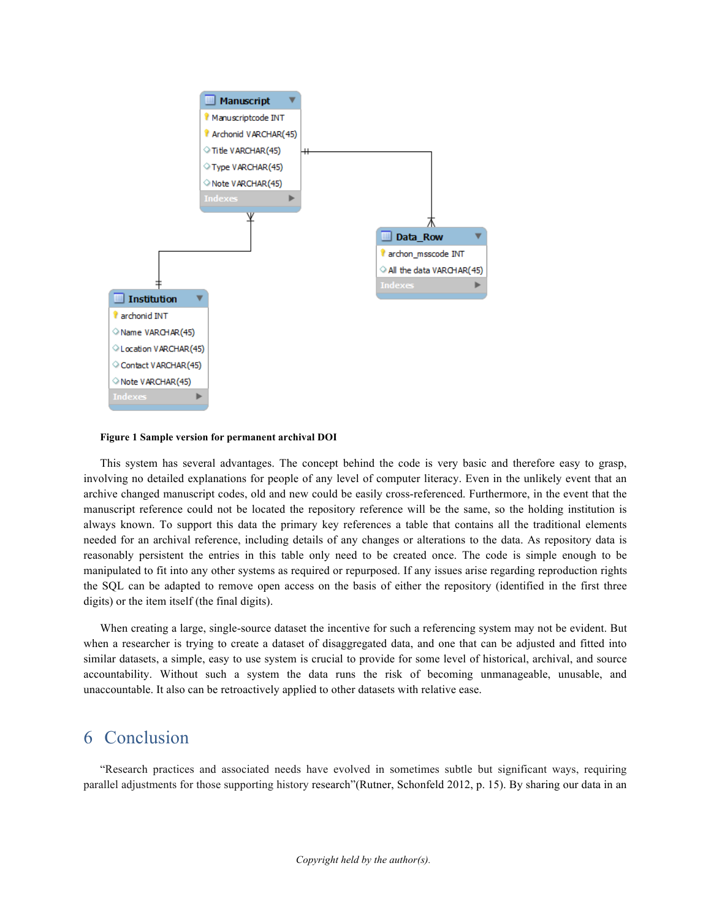Figure 1 Sample version for permanent archival DOI

This system has several advantages. The concept behind the code is very basic and therefore easy to grasp, involving no detailed explanations for people of any level of computer literacy. Even in the unlikely event that an archive changed manuscript codes, old and new could be easily cross-referenced. Furthermore, in the event that the manuscript reference could not be located the repository reference will be the same, so the holding institution is always known. To support this data the primary key references a table that contains all the traditional elements needed for an archival reference, including details of any changes or alterations to the data. As repository data is reasonably persistent the entries in this table only need to be created once. The code is simple enough to be manipulated to fit into any other systems as required or repurposed. If any issues arise regarding reproduction rights the SQL can be adapted to remove open access on the basis of either the repository (identified in the first three digits) or the item itself (the final digits).

When creating a large, single-source dataset the incentive for such a referencing system may not be evident. But when a researcher is trying to create a dataset of disaggregated data, and one that can be adjusted and fitted into similar datasets, a simple, easy to use system is crucial to provide for some level of historical, archival, and source accountability. Without such a system the data runs the risk of becoming unmanageable, unusable, and unaccountable. It also can be retroactively applied to other datasets with relative ease.

# 6 Conclusion

"Research practices and associated needs have evolved in sometimes subtle but significant ways, requiring parallel adjustments for those supporting history research"(Rutner, Schonfeld 2012, p. 15). By sharing our data in an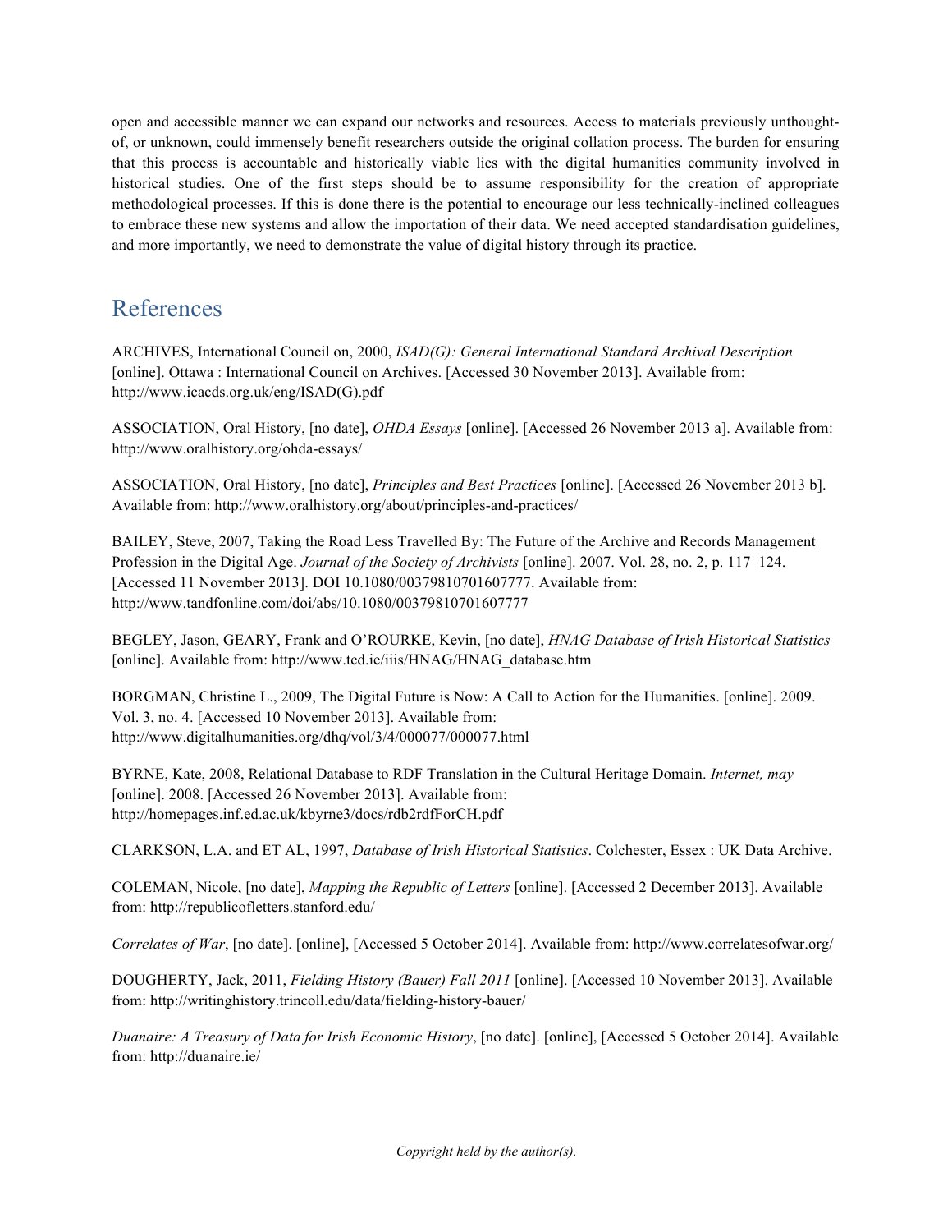open and accessible manner we can expand our networks and resources. Access to materials previously unthought-of, or unknown, could immensely benefit researchers outside the original collation process. The burden for ensuring that this process is accountable and historically viable lies with the digital humanities community involved in historical studies. One of the first steps should be to assume responsibility for the creation of appropriate methodological processes. If this is done there is the potential to encourage our less technically-inclined colleagues to embrace these new systems and allow the importation of their data. We need accepted standardisation guidelines, and more importantly, we need to demonstrate the value of digital history through its practice.

## References

ARCHIVES, International Council on, 2000, *ISAD(G): General International Standard Archival Description* [online]. Ottawa : International Council on Archives. [Accessed 30 November 2013]. Available from: http://www.icacds.org.uk/eng/ISAD(G).pdf

ASSOCIATION, Oral History, [no date], *OHDA Essays* [online]. [Accessed 26 November 2013 a]. Available from: http://www.oralhistory.org/ohda-essays/

ASSOCIATION, Oral History, [no date], *Principles and Best Practices* [online]. [Accessed 26 November 2013 b]. Available from: http://www.oralhistory.org/about/principles-and-practices/

BAILEY, Steve, 2007, Taking the Road Less Travelled By: The Future of the Archive and Records Management Profession in the Digital Age. *Journal of the Society of Archivists* [online]. 2007. Vol. 28, no. 2, p. 117–124. [Accessed 11 November 2013]. DOI 10.1080/00379810701607777. Available from: http://www.tandfonline.com/doi/abs/10.1080/00379810701607777

BEGLEY, Jason, GEARY, Frank and O'ROURKE, Kevin, [no date], *HNAG Database of Irish Historical Statistics* [online]. Available from: http://www.tcd.ie/iiis/HNAG/HNAG_database.htm

BORGMAN, Christine L., 2009, The Digital Future is Now: A Call to Action for the Humanities. [online]. 2009. Vol. 3, no. 4. [Accessed 10 November 2013]. Available from: http://www.digitalhumanities.org/dhq/vol/3/4/000077/000077.html

BYRNE, Kate, 2008, Relational Database to RDF Translation in the Cultural Heritage Domain. *Internet, may* [online]. 2008. [Accessed 26 November 2013]. Available from: http://homepages.inf.ed.ac.uk/kbyrne3/docs/rdb2rdfForCH.pdf

CLARKSON, L.A. and ET AL, 1997, *Database of Irish Historical Statistics*. Colchester, Essex : UK Data Archive.

COLEMAN, Nicole, [no date], *Mapping the Republic of Letters* [online]. [Accessed 2 December 2013]. Available from: http://republicofletters.stanford.edu/

*Correlates of War*, [no date]. [online], [Accessed 5 October 2014]. Available from: http://www.correlatesofwar.org/

DOUGHERTY, Jack, 2011, *Fielding History (Bauer) Fall 2011* [online]. [Accessed 10 November 2013]. Available from: http://writinghistory.trincoll.edu/data/fielding-history-bauer/

*Duanaire: A Treasury of Data for Irish Economic History*, [no date]. [online], [Accessed 5 October 2014]. Available from: http://duanaire.ie/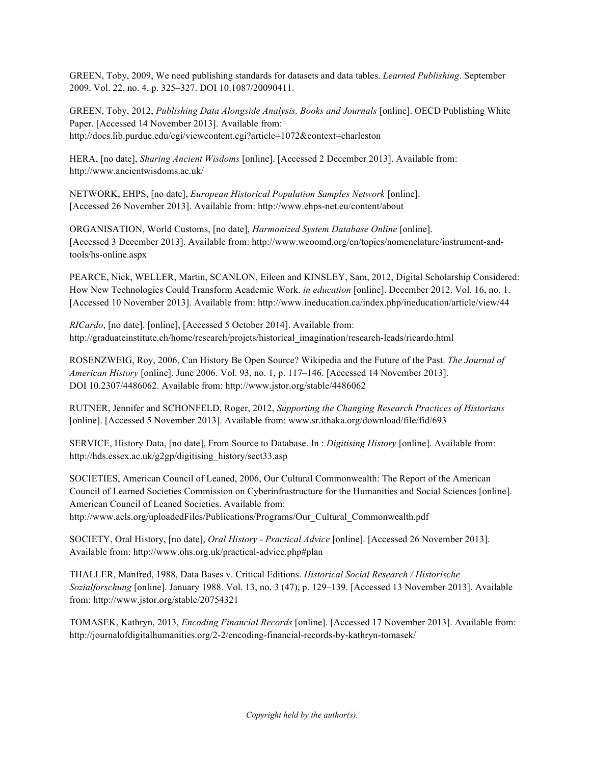GREEN, Toby, 2009, We need publishing standards for datasets and data tables. *Learned Publishing*. September 2009. Vol. 22, no. 4, p. 325–327. DOI 10.1087/20090411.

GREEN, Toby, 2012, *Publishing Data Alongside Analysis, Books and Journals* [online]. OECD Publishing White Paper. [Accessed 14 November 2013]. Available from: http://docs.lib.purdue.edu/cgi/viewcontent.cgi?article=1072&context=charleston

HERA, [no date], *Sharing Ancient Wisdoms* [online]. [Accessed 2 December 2013]. Available from: http://www.ancientwisdoms.ac.uk/

NETWORK, EHPS, [no date], *European Historical Population Samples Network* [online]. [Accessed 26 November 2013]. Available from: http://www.ehps-net.eu/content/about

ORGANISATION, World Customs, [no date], *Harmonized System Database Online* [online]. [Accessed 3 December 2013]. Available from: http://www.wcoomd.org/en/topics/nomenclature/instrument-and-tools/hs-online.aspx

PEARCE, Nick, WELLER, Martin, SCANLON, Eileen and KINSLEY, Sam, 2012, Digital Scholarship Considered: How New Technologies Could Transform Academic Work. *in education* [online]. December 2012. Vol. 16, no. 1. [Accessed 10 November 2013]. Available from: http://www.ineducation.ca/index.php/ineducation/article/view/44

*RICardo*, [no date]. [online], [Accessed 5 October 2014]. Available from: http://graduateinstitute.ch/home/research/projets/historical_imagination/research-leads/ricardo.html

ROSENZWEIG, Roy, 2006, Can History Be Open Source? Wikipedia and the Future of the Past. *The Journal of American History* [online]. June 2006. Vol. 93, no. 1, p. 117–146. [Accessed 14 November 2013]. DOI 10.2307/4486062. Available from: http://www.jstor.org/stable/4486062

RUTNER, Jennifer and SCHONFELD, Roger, 2012, *Supporting the Changing Research Practices of Historians* [online]. [Accessed 5 November 2013]. Available from: www.sr.ithaka.org/download/file/fid/693

SERVICE, History Data, [no date], From Source to Database. In : *Digitising History* [online]. Available from: http://hds.essex.ac.uk/g2gp/digitising_history/sect33.asp

SOCIETIES, American Council of Leaned, 2006, Our Cultural Commonwealth: The Report of the American Council of Learned Societies Commission on Cyberinfrastructure for the Humanities and Social Sciences [online]. American Council of Leaned Societies. Available from: http://www.acls.org/uploadedFiles/Publications/Programs/Our_Cultural_Commonwealth.pdf

SOCIETY, Oral History, [no date], *Oral History - Practical Advice* [online]. [Accessed 26 November 2013]. Available from: http://www.ohs.org.uk/practical-advice.php#plan

THALLER, Manfred, 1988, Data Bases v. Critical Editions. *Historical Social Research / Historische Sozialforschung* [online]. January 1988. Vol. 13, no. 3 (47), p. 129–139. [Accessed 13 November 2013]. Available from: http://www.jstor.org/stable/20754321

TOMASEK, Kathryn, 2013, *Encoding Financial Records* [online]. [Accessed 17 November 2013]. Available from: http://journalofdigitalhumanities.org/2-2/encoding-financial-records-by-kathryn-tomasek/

*Copyright held by the author(s).*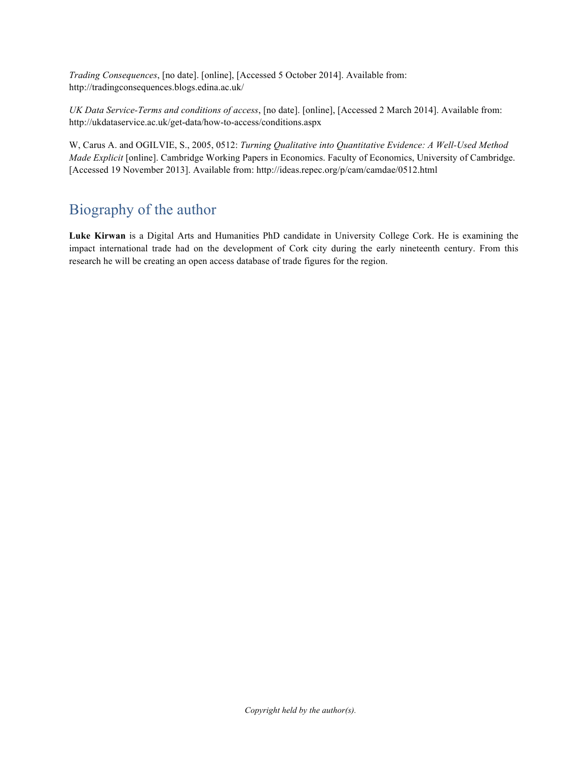*Trading Consequences*, [no date]. [online], [Accessed 5 October 2014]. Available from: http://tradingconsequences.blogs.edina.ac.uk/

*UK Data Service-Terms and conditions of access*, [no date]. [online], [Accessed 2 March 2014]. Available from: http://ukdataservice.ac.uk/get-data/how-to-access/conditions.aspx

W, Carus A. and OGILVIE, S., 2005, 0512: *Turning Qualitative into Quantitative Evidence: A Well-Used Method Made Explicit* [online]. Cambridge Working Papers in Economics. Faculty of Economics, University of Cambridge. [Accessed 19 November 2013]. Available from: http://ideas.repec.org/p/cam/camdae/0512.html

## Biography of the author

**Luke Kirwan** is a Digital Arts and Humanities PhD candidate in University College Cork. He is examining the impact international trade had on the development of Cork city during the early nineteenth century. From this research he will be creating an open access database of trade figures for the region.

*Copyright held by the author(s).*